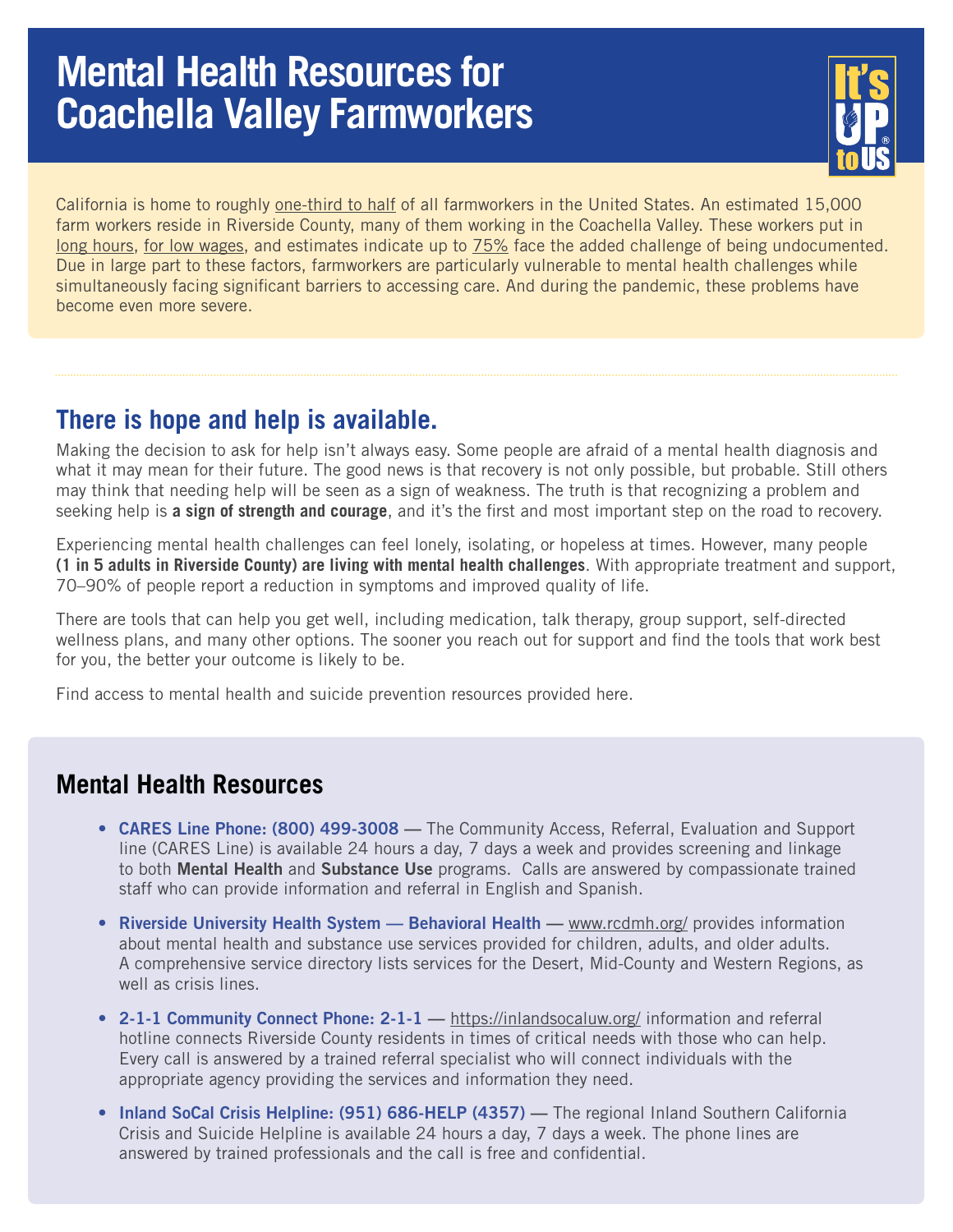# Mental Health Resources for Coachella Valley Farmworkers

It's UP to US®

California is home to roughly one-third to half of all farmworkers in the United States. An estimated 15,000 farm workers reside in Riverside County, many of them working in the Coachella Valley. These workers put in long hours, for low wages, and estimates indicate up to 75% face the added challenge of being undocumented. Due in large part to these factors, farmworkers are particularly vulnerable to mental health challenges while simultaneously facing significant barriers to accessing care. And during the pandemic, these problems have become even more severe.

## There is hope and help is available.

Making the decision to ask for help isn't always easy. Some people are afraid of a mental health diagnosis and what it may mean for their future. The good news is that recovery is not only possible, but probable. Still others may think that needing help will be seen as a sign of weakness. The truth is that recognizing a problem and seeking help is **a sign of strength and courage**, and it's the first and most important step on the road to recovery.

Experiencing mental health challenges can feel lonely, isolating, or hopeless at times. However, many people **(1 in 5 adults in Riverside County) are living with mental health challenges**. With appropriate treatment and support, 70–90% of people report a reduction in symptoms and improved quality of life.

There are tools that can help you get well, including medication, talk therapy, group support, self-directed wellness plans, and many other options. The sooner you reach out for support and find the tools that work best for you, the better your outcome is likely to be.

Find access to mental health and suicide prevention resources provided here.

## Mental Health Resources

- **CARES Line Phone: (800) 499-3008** — The Community Access, Referral, Evaluation and Support line (CARES Line) is available 24 hours a day, 7 days a week and provides screening and linkage to both **Mental Health** and **Substance Use** programs. Calls are answered by compassionate trained staff who can provide information and referral in English and Spanish.
- **Riverside University Health System — Behavioral Health** — www.rcdmh.org/ provides information about mental health and substance use services provided for children, adults, and older adults. A comprehensive service directory lists services for the Desert, Mid-County and Western Regions, as well as crisis lines.
- **2-1-1 Community Connect Phone: 2-1-1** — https://inlandsocaluw.org/ information and referral hotline connects Riverside County residents in times of critical needs with those who can help. Every call is answered by a trained referral specialist who will connect individuals with the appropriate agency providing the services and information they need.
- **Inland SoCal Crisis Helpline: (951) 686-HELP (4357)** — The regional Inland Southern California Crisis and Suicide Helpline is available 24 hours a day, 7 days a week. The phone lines are answered by trained professionals and the call is free and confidential.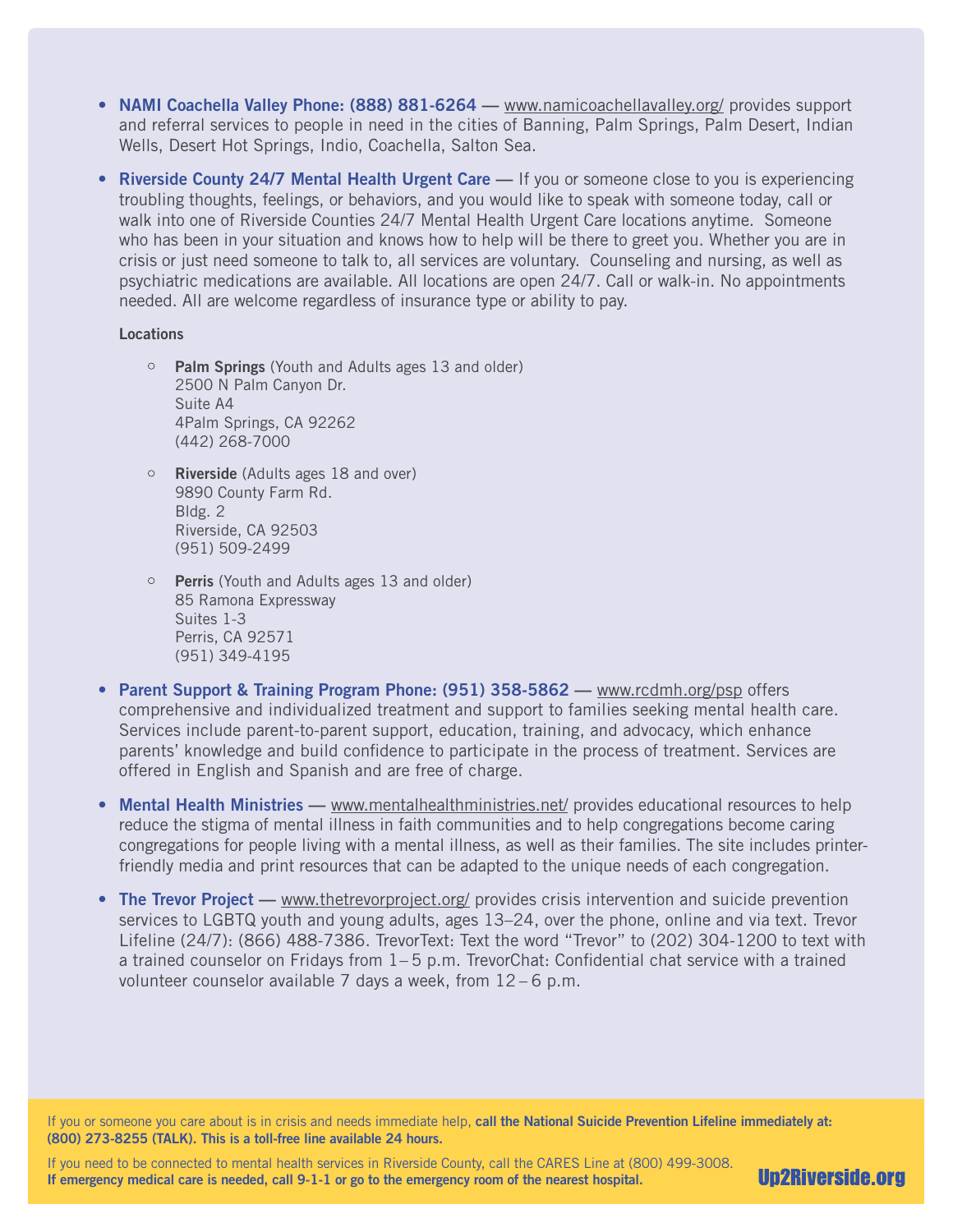- **NAMI Coachella Valley Phone: (888) 881-6264** — www.namicoachellavalley.org/ provides support and referral services to people in need in the cities of Banning, Palm Springs, Palm Desert, Indian Wells, Desert Hot Springs, Indio, Coachella, Salton Sea.

- **Riverside County 24/7 Mental Health Urgent Care** — If you or someone close to you is experiencing troubling thoughts, feelings, or behaviors, and you would like to speak with someone today, call or walk into one of Riverside Counties 24/7 Mental Health Urgent Care locations anytime. Someone who has been in your situation and knows how to help will be there to greet you. Whether you are in crisis or just need someone to talk to, all services are voluntary. Counseling and nursing, as well as psychiatric medications are available. All locations are open 24/7. Call or walk-in. No appointments needed. All are welcome regardless of insurance type or ability to pay.

  **Locations**

  - **Palm Springs** (Youth and Adults ages 13 and older)
    2500 N Palm Canyon Dr.
    Suite A4
    4Palm Springs, CA 92262
    (442) 268-7000

  - **Riverside** (Adults ages 18 and over)
    9890 County Farm Rd.
    Bldg. 2
    Riverside, CA 92503
    (951) 509-2499

  - **Perris** (Youth and Adults ages 13 and older)
    85 Ramona Expressway
    Suites 1-3
    Perris, CA 92571
    (951) 349-4195

- **Parent Support & Training Program Phone: (951) 358-5862** — www.rcdmh.org/psp offers comprehensive and individualized treatment and support to families seeking mental health care. Services include parent-to-parent support, education, training, and advocacy, which enhance parents' knowledge and build confidence to participate in the process of treatment. Services are offered in English and Spanish and are free of charge.

- **Mental Health Ministries** — www.mentalhealthministries.net/ provides educational resources to help reduce the stigma of mental illness in faith communities and to help congregations become caring congregations for people living with a mental illness, as well as their families. The site includes printer-friendly media and print resources that can be adapted to the unique needs of each congregation.

- **The Trevor Project** — www.thetrevorproject.org/ provides crisis intervention and suicide prevention services to LGBTQ youth and young adults, ages 13–24, over the phone, online and via text. Trevor Lifeline (24/7): (866) 488-7386. TrevorText: Text the word "Trevor" to (202) 304-1200 to text with a trained counselor on Fridays from 1 – 5 p.m. TrevorChat: Confidential chat service with a trained volunteer counselor available 7 days a week, from 12 – 6 p.m.

If you or someone you care about is in crisis and needs immediate help, **call the National Suicide Prevention Lifeline immediately at: (800) 273-8255 (TALK). This is a toll-free line available 24 hours.**

If you need to be connected to mental health services in Riverside County, call the CARES Line at (800) 499-3008.
**If emergency medical care is needed, call 9-1-1 or go to the emergency room of the nearest hospital.**

**Up2Riverside.org**